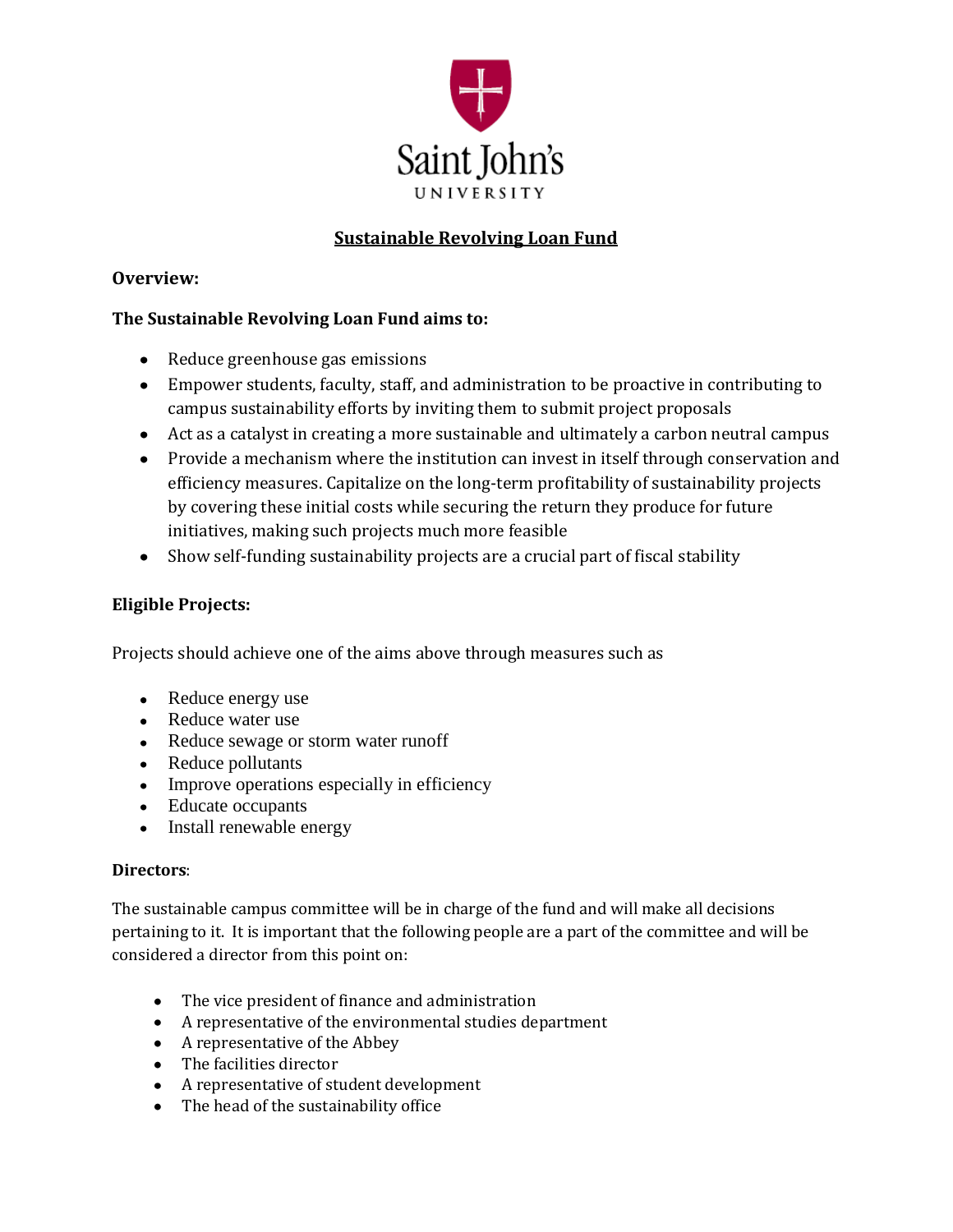Saint John's

UNIVERSITY

# Sustainable Revolving Loan Fund

**Overview:**

**The Sustainable Revolving Loan Fund aims to:**

- Reduce greenhouse gas emissions
- Empower students, faculty, staff, and administration to be proactive in contributing to campus sustainability efforts by inviting them to submit project proposals
- Act as a catalyst in creating a more sustainable and ultimately a carbon neutral campus
- Provide a mechanism where the institution can invest in itself through conservation and efficiency measures. Capitalize on the long-term profitability of sustainability projects by covering these initial costs while securing the return they produce for future initiatives, making such projects much more feasible
- Show self-funding sustainability projects are a crucial part of fiscal stability

**Eligible Projects:**

Projects should achieve one of the aims above through measures such as

- Reduce energy use
- Reduce water use
- Reduce sewage or storm water runoff
- Reduce pollutants
- Improve operations especially in efficiency
- Educate occupants
- Install renewable energy

**Directors**:

The sustainable campus committee will be in charge of the fund and will make all decisions pertaining to it. It is important that the following people are a part of the committee and will be considered a director from this point on:

- The vice president of finance and administration
- A representative of the environmental studies department
- A representative of the Abbey
- The facilities director
- A representative of student development
- The head of the sustainability office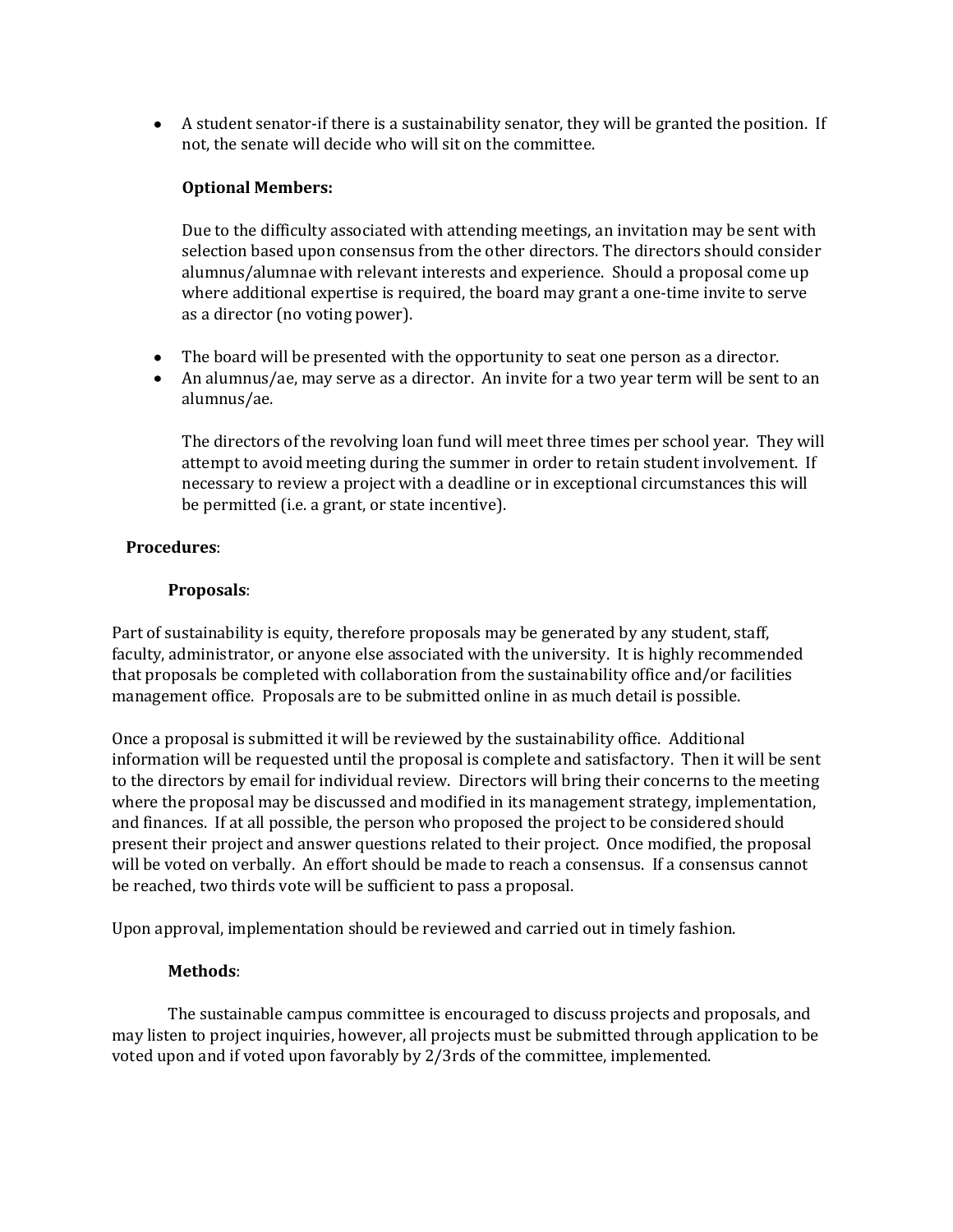- A student senator-if there is a sustainability senator, they will be granted the position. If not, the senate will decide who will sit on the committee.

  **Optional Members:**

  Due to the difficulty associated with attending meetings, an invitation may be sent with selection based upon consensus from the other directors. The directors should consider alumnus/alumnae with relevant interests and experience. Should a proposal come up where additional expertise is required, the board may grant a one-time invite to serve as a director (no voting power).

- The board will be presented with the opportunity to seat one person as a director.
- An alumnus/ae, may serve as a director. An invite for a two year term will be sent to an alumnus/ae.

  The directors of the revolving loan fund will meet three times per school year. They will attempt to avoid meeting during the summer in order to retain student involvement. If necessary to review a project with a deadline or in exceptional circumstances this will be permitted (i.e. a grant, or state incentive).

## **Procedures**:

### **Proposals**:

Part of sustainability is equity, therefore proposals may be generated by any student, staff, faculty, administrator, or anyone else associated with the university. It is highly recommended that proposals be completed with collaboration from the sustainability office and/or facilities management office. Proposals are to be submitted online in as much detail is possible.

Once a proposal is submitted it will be reviewed by the sustainability office. Additional information will be requested until the proposal is complete and satisfactory. Then it will be sent to the directors by email for individual review. Directors will bring their concerns to the meeting where the proposal may be discussed and modified in its management strategy, implementation, and finances. If at all possible, the person who proposed the project to be considered should present their project and answer questions related to their project. Once modified, the proposal will be voted on verbally. An effort should be made to reach a consensus. If a consensus cannot be reached, two thirds vote will be sufficient to pass a proposal.

Upon approval, implementation should be reviewed and carried out in timely fashion.

### **Methods**:

The sustainable campus committee is encouraged to discuss projects and proposals, and may listen to project inquiries, however, all projects must be submitted through application to be voted upon and if voted upon favorably by 2/3rds of the committee, implemented.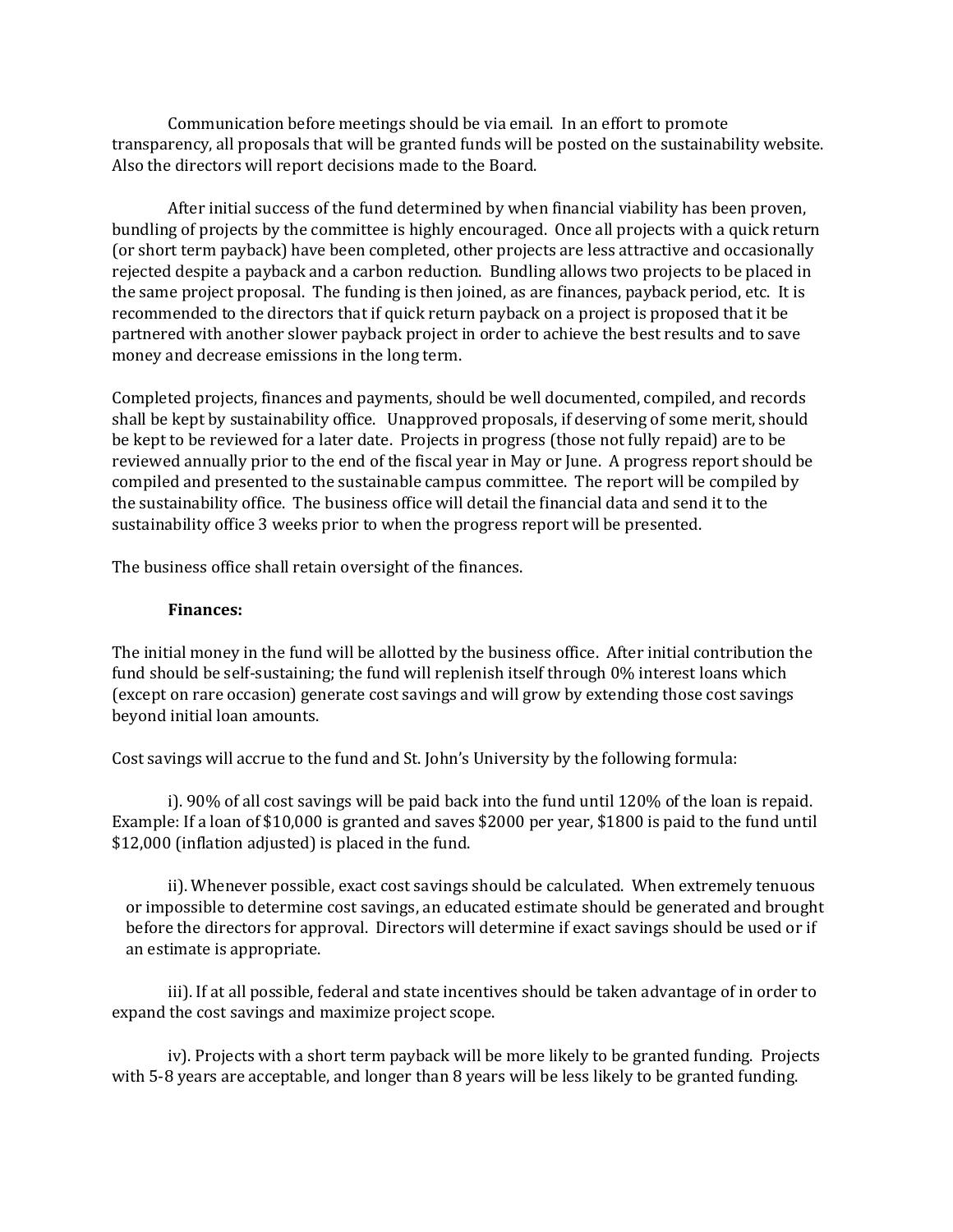Communication before meetings should be via email. In an effort to promote transparency, all proposals that will be granted funds will be posted on the sustainability website. Also the directors will report decisions made to the Board.

After initial success of the fund determined by when financial viability has been proven, bundling of projects by the committee is highly encouraged. Once all projects with a quick return (or short term payback) have been completed, other projects are less attractive and occasionally rejected despite a payback and a carbon reduction. Bundling allows two projects to be placed in the same project proposal. The funding is then joined, as are finances, payback period, etc. It is recommended to the directors that if quick return payback on a project is proposed that it be partnered with another slower payback project in order to achieve the best results and to save money and decrease emissions in the long term.

Completed projects, finances and payments, should be well documented, compiled, and records shall be kept by sustainability office. Unapproved proposals, if deserving of some merit, should be kept to be reviewed for a later date. Projects in progress (those not fully repaid) are to be reviewed annually prior to the end of the fiscal year in May or June. A progress report should be compiled and presented to the sustainable campus committee. The report will be compiled by the sustainability office. The business office will detail the financial data and send it to the sustainability office 3 weeks prior to when the progress report will be presented.

The business office shall retain oversight of the finances.

**Finances:**

The initial money in the fund will be allotted by the business office. After initial contribution the fund should be self-sustaining; the fund will replenish itself through 0% interest loans which (except on rare occasion) generate cost savings and will grow by extending those cost savings beyond initial loan amounts.

Cost savings will accrue to the fund and St. John's University by the following formula:

i). 90% of all cost savings will be paid back into the fund until 120% of the loan is repaid. Example: If a loan of $10,000 is granted and saves $2000 per year, $1800 is paid to the fund until $12,000 (inflation adjusted) is placed in the fund.

ii). Whenever possible, exact cost savings should be calculated. When extremely tenuous or impossible to determine cost savings, an educated estimate should be generated and brought before the directors for approval. Directors will determine if exact savings should be used or if an estimate is appropriate.

iii). If at all possible, federal and state incentives should be taken advantage of in order to expand the cost savings and maximize project scope.

iv). Projects with a short term payback will be more likely to be granted funding. Projects with 5-8 years are acceptable, and longer than 8 years will be less likely to be granted funding.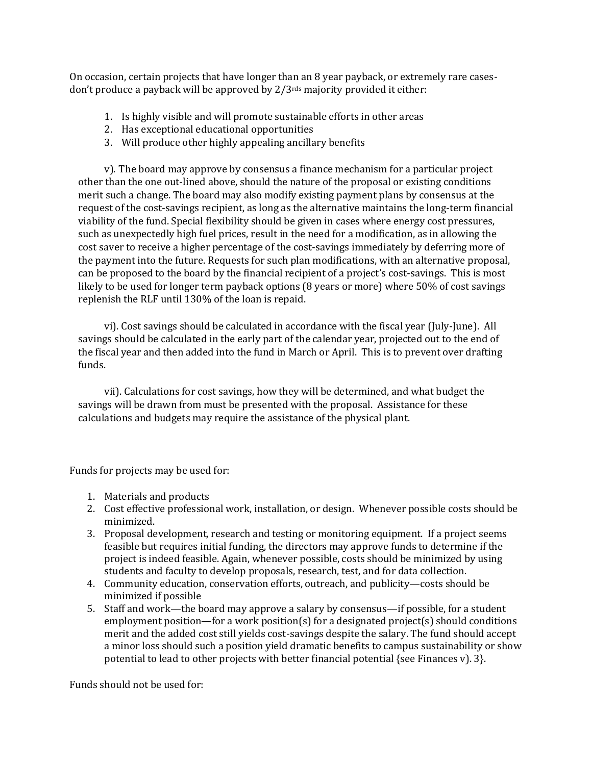On occasion, certain projects that have longer than an 8 year payback, or extremely rare cases- don't produce a payback will be approved by 2/3rds majority provided it either:

1. Is highly visible and will promote sustainable efforts in other areas
2. Has exceptional educational opportunities
3. Will produce other highly appealing ancillary benefits

v). The board may approve by consensus a finance mechanism for a particular project other than the one out-lined above, should the nature of the proposal or existing conditions merit such a change. The board may also modify existing payment plans by consensus at the request of the cost-savings recipient, as long as the alternative maintains the long-term financial viability of the fund. Special flexibility should be given in cases where energy cost pressures, such as unexpectedly high fuel prices, result in the need for a modification, as in allowing the cost saver to receive a higher percentage of the cost-savings immediately by deferring more of the payment into the future. Requests for such plan modifications, with an alternative proposal, can be proposed to the board by the financial recipient of a project's cost-savings. This is most likely to be used for longer term payback options (8 years or more) where 50% of cost savings replenish the RLF until 130% of the loan is repaid.

vi). Cost savings should be calculated in accordance with the fiscal year (July-June). All savings should be calculated in the early part of the calendar year, projected out to the end of the fiscal year and then added into the fund in March or April. This is to prevent over drafting funds.

vii). Calculations for cost savings, how they will be determined, and what budget the savings will be drawn from must be presented with the proposal. Assistance for these calculations and budgets may require the assistance of the physical plant.

Funds for projects may be used for:

1. Materials and products
2. Cost effective professional work, installation, or design. Whenever possible costs should be minimized.
3. Proposal development, research and testing or monitoring equipment. If a project seems feasible but requires initial funding, the directors may approve funds to determine if the project is indeed feasible. Again, whenever possible, costs should be minimized by using students and faculty to develop proposals, research, test, and for data collection.
4. Community education, conservation efforts, outreach, and publicity—costs should be minimized if possible
5. Staff and work—the board may approve a salary by consensus—if possible, for a student employment position—for a work position(s) for a designated project(s) should conditions merit and the added cost still yields cost-savings despite the salary. The fund should accept a minor loss should such a position yield dramatic benefits to campus sustainability or show potential to lead to other projects with better financial potential {see Finances v). 3}.

Funds should not be used for: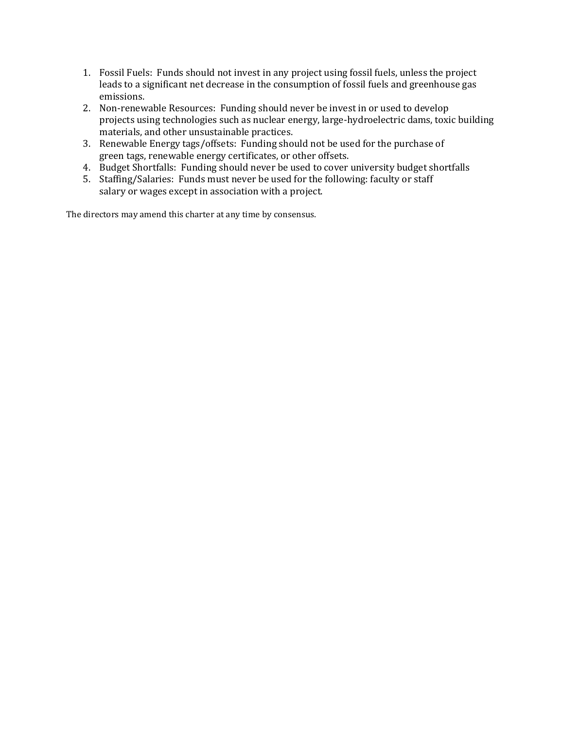1. Fossil Fuels:  Funds should not invest in any project using fossil fuels, unless the project leads to a significant net decrease in the consumption of fossil fuels and greenhouse gas emissions.
2. Non-renewable Resources:  Funding should never be invest in or used to develop projects using technologies such as nuclear energy, large-hydroelectric dams, toxic building materials, and other unsustainable practices.
3. Renewable Energy tags/offsets:  Funding should not be used for the purchase of green tags, renewable energy certificates, or other offsets.
4. Budget Shortfalls:  Funding should never be used to cover university budget shortfalls
5. Staffing/Salaries:  Funds must never be used for the following: faculty or staff salary or wages except in association with a project.

The directors may amend this charter at any time by consensus.